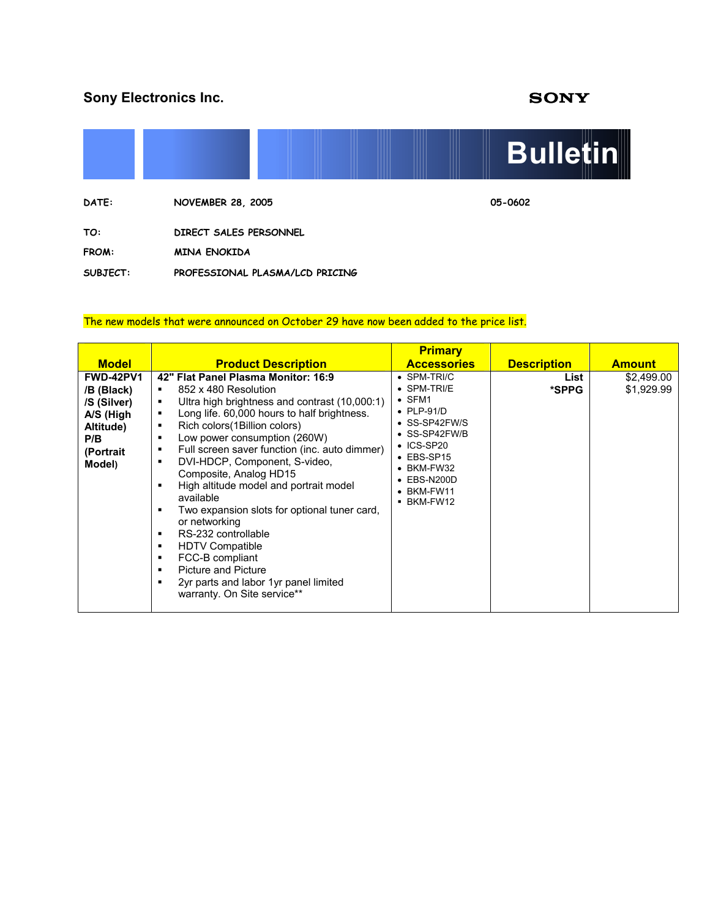Sony Electronics Inc.

SONY

# Bulletin

DATE: NOVEMBER 28, 2005 05-0602

TO: DIRECT SALES PERSONNEL

FROM: MINA ENOKIDA

SUBJECT: PROFESSIONAL PLASMA/LCD PRICING

The new models that were announced on October 29 have now been added to the price list.

| Model | Product Description | Primary Accessories | Description | Amount |
|---|---|---|---|---|
| **FWD-42PV1 /B (Black) /S (Silver) A/S (High Altitude) P/B (Portrait Model)** | **42" Flat Panel Plasma Monitor: 16:9**<br>▪ 852 x 480 Resolution<br>▪ Ultra high brightness and contrast (10,000:1)<br>▪ Long life. 60,000 hours to half brightness.<br>▪ Rich colors(1Billion colors)<br>▪ Low power consumption (260W)<br>▪ Full screen saver function (inc. auto dimmer)<br>▪ DVI-HDCP, Component, S-video, Composite, Analog HD15<br>▪ High altitude model and portrait model available<br>▪ Two expansion slots for optional tuner card, or networking<br>▪ RS-232 controllable<br>▪ HDTV Compatible<br>▪ FCC-B compliant<br>▪ Picture and Picture<br>▪ 2yr parts and labor 1yr panel limited warranty. On Site service** | • SPM-TRI/C<br>• SPM-TRI/E<br>• SFM1<br>• PLP-91/D<br>• SS-SP42FW/S<br>• SS-SP42FW/B<br>• ICS-SP20<br>• EBS-SP15<br>• BKM-FW32<br>• EBS-N200D<br>• BKM-FW11<br>▪ BKM-FW12 | **List**<br>***SPPG** | $2,499.00<br>$1,929.99 |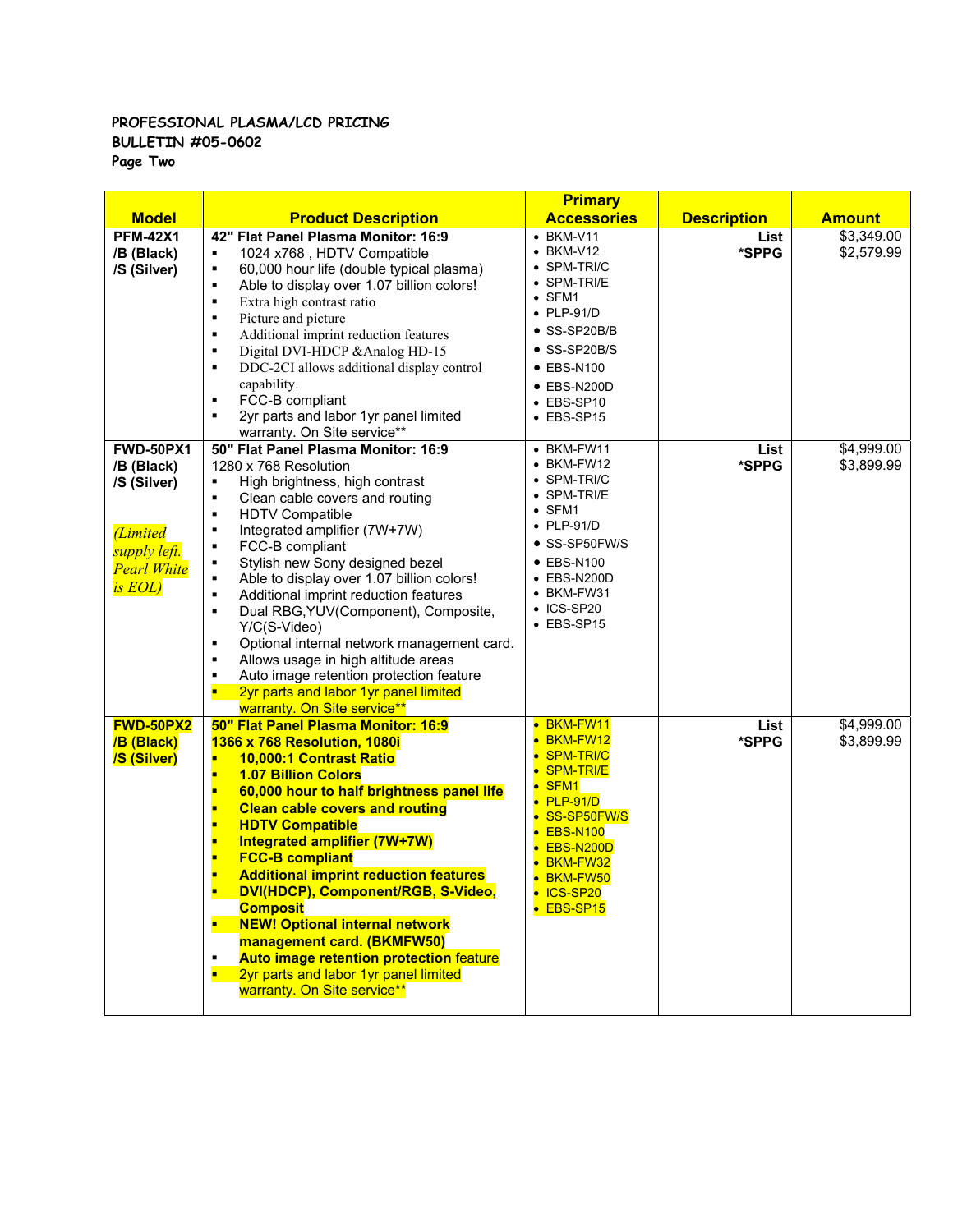**PROFESSIONAL PLASMA/LCD PRICING**
**BULLETIN #05-0602**
**Page Two**

| Model | Product Description | Primary Accessories | Description | Amount |
|---|---|---|---|---|
| **PFM-42X1 /B (Black) /S (Silver)** | **42" Flat Panel Plasma Monitor: 16:9**<br>▪ 1024 x768 , HDTV Compatible<br>▪ 60,000 hour life (double typical plasma)<br>▪ Able to display over 1.07 billion colors!<br>▪ Extra high contrast ratio<br>▪ Picture and picture<br>▪ Additional imprint reduction features<br>▪ Digital DVI-HDCP &Analog HD-15<br>▪ DDC-2CI allows additional display control capability.<br>▪ FCC-B compliant<br>▪ 2yr parts and labor 1yr panel limited warranty. On Site service** | • BKM-V11<br>• BKM-V12<br>• SPM-TRI/C<br>• SPM-TRI/E<br>• SFM1<br>• PLP-91/D<br>• SS-SP20B/B<br>• SS-SP20B/S<br>• EBS-N100<br>• EBS-N200D<br>• EBS-SP10<br>• EBS-SP15 | **List**<br>***SPPG** | $3,349.00<br>$2,579.99 |
| **FWD-50PX1 /B (Black) /S (Silver)**<br><br>*(Limited supply left. Pearl White is EOL)* | **50" Flat Panel Plasma Monitor: 16:9**<br>1280 x 768 Resolution<br>▪ High brightness, high contrast<br>▪ Clean cable covers and routing<br>▪ HDTV Compatible<br>▪ Integrated amplifier (7W+7W)<br>▪ FCC-B compliant<br>▪ Stylish new Sony designed bezel<br>▪ Able to display over 1.07 billion colors!<br>▪ Additional imprint reduction features<br>▪ Dual RBG,YUV(Component), Composite, Y/C(S-Video)<br>▪ Optional internal network management card.<br>▪ Allows usage in high altitude areas<br>▪ Auto image retention protection feature<br>▪ 2yr parts and labor 1yr panel limited warranty. On Site service** | • BKM-FW11<br>• BKM-FW12<br>• SPM-TRI/C<br>• SPM-TRI/E<br>• SFM1<br>• PLP-91/D<br>• SS-SP50FW/S<br>• EBS-N100<br>• EBS-N200D<br>• BKM-FW31<br>• ICS-SP20<br>• EBS-SP15 | **List**<br>***SPPG** | $4,999.00<br>$3,899.99 |
| **FWD-50PX2 /B (Black) /S (Silver)** | **50" Flat Panel Plasma Monitor: 16:9**<br>**1366 x 768 Resolution, 1080i**<br>▪ **10,000:1 Contrast Ratio**<br>▪ **1.07 Billion Colors**<br>▪ **60,000 hour to half brightness panel life**<br>▪ **Clean cable covers and routing**<br>▪ **HDTV Compatible**<br>▪ **Integrated amplifier (7W+7W)**<br>▪ **FCC-B compliant**<br>▪ **Additional imprint reduction features**<br>▪ **DVI(HDCP), Component/RGB, S-Video, Composit**<br>▪ **NEW! Optional internal network management card. (BKMFW50)**<br>▪ **Auto image retention protection** feature<br>▪ 2yr parts and labor 1yr panel limited warranty. On Site service** | • BKM-FW11<br>• BKM-FW12<br>• SPM-TRI/C<br>• SPM-TRI/E<br>• SFM1<br>• PLP-91/D<br>• SS-SP50FW/S<br>• EBS-N100<br>• EBS-N200D<br>• BKM-FW32<br>• BKM-FW50<br>• ICS-SP20<br>• EBS-SP15 | **List**<br>***SPPG** | $4,999.00<br>$3,899.99 |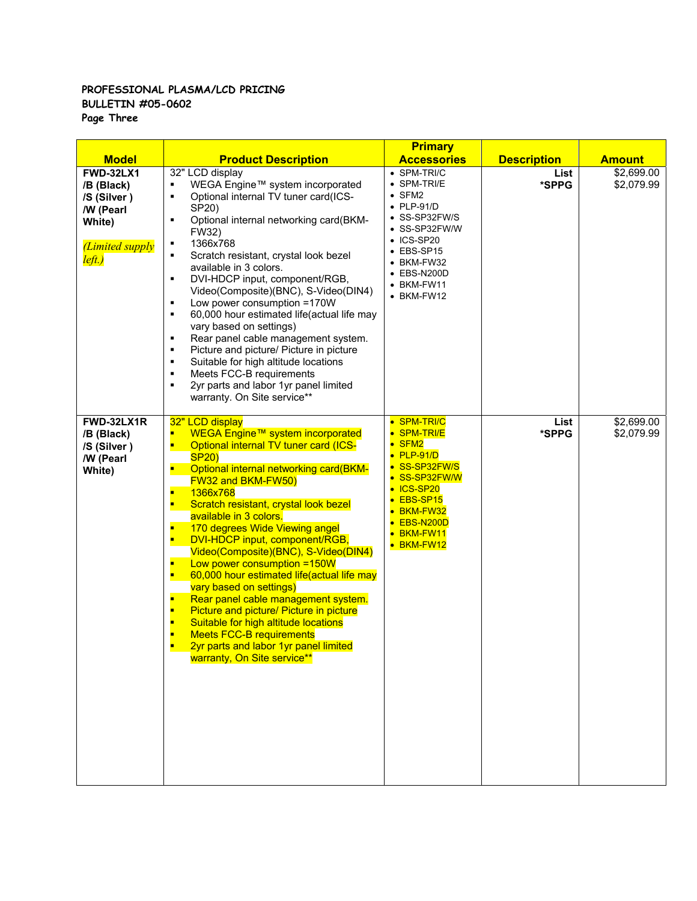PROFESSIONAL PLASMA/LCD PRICING
BULLETIN #05-0602
Page Three

| Model | Product Description | Primary Accessories | Description | Amount |
|---|---|---|---|---|
| **FWD-32LX1**<br>**/B (Black)**<br>**/S (Silver )**<br>**/W (Pearl White)**<br><br>*(Limited supply left.)* | 32" LCD display<br>▪ WEGA Engine™ system incorporated<br>▪ Optional internal TV tuner card(ICS-SP20)<br>▪ Optional internal networking card(BKM-FW32)<br>▪ 1366x768<br>▪ Scratch resistant, crystal look bezel available in 3 colors.<br>▪ DVI-HDCP input, component/RGB, Video(Composite)(BNC), S-Video(DIN4)<br>▪ Low power consumption =170W<br>▪ 60,000 hour estimated life(actual life may vary based on settings)<br>▪ Rear panel cable management system.<br>▪ Picture and picture/ Picture in picture<br>▪ Suitable for high altitude locations<br>▪ Meets FCC-B requirements<br>▪ 2yr parts and labor 1yr panel limited warranty. On Site service** | • SPM-TRI/C<br>• SPM-TRI/E<br>• SFM2<br>• PLP-91/D<br>• SS-SP32FW/S<br>• SS-SP32FW/W<br>• ICS-SP20<br>• EBS-SP15<br>• BKM-FW32<br>• EBS-N200D<br>• BKM-FW11<br>• BKM-FW12 | **List**<br>***SPPG** | $2,699.00<br>$2,079.99 |
| **FWD-32LX1R**<br>**/B (Black)**<br>**/S (Silver )**<br>**/W (Pearl White)** | 32" LCD display<br>▪ WEGA Engine™ system incorporated<br>▪ Optional internal TV tuner card (ICS-SP20)<br>▪ Optional internal networking card(BKM-FW32 and BKM-FW50)<br>▪ 1366x768<br>▪ Scratch resistant, crystal look bezel available in 3 colors.<br>▪ 170 degrees Wide Viewing angel<br>▪ DVI-HDCP input, component/RGB, Video(Composite)(BNC), S-Video(DIN4)<br>▪ Low power consumption =150W<br>▪ 60,000 hour estimated life(actual life may vary based on settings)<br>▪ Rear panel cable management system.<br>▪ Picture and picture/ Picture in picture<br>▪ Suitable for high altitude locations<br>▪ Meets FCC-B requirements<br>▪ 2yr parts and labor 1yr panel limited warranty, On Site service** | • SPM-TRI/C<br>• SPM-TRI/E<br>• SFM2<br>• PLP-91/D<br>• SS-SP32FW/S<br>• SS-SP32FW/W<br>• ICS-SP20<br>• EBS-SP15<br>• BKM-FW32<br>• EBS-N200D<br>• BKM-FW11<br>• BKM-FW12 | **List**<br>***SPPG** | $2,699.00<br>$2,079.99 |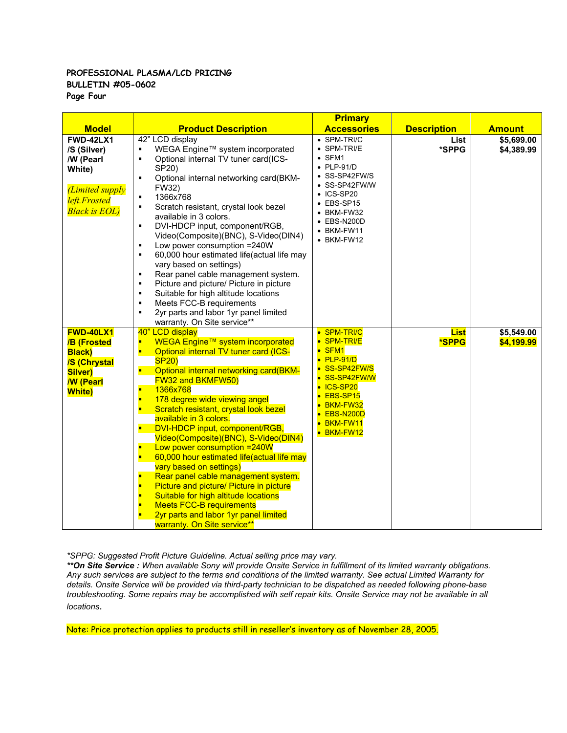**PROFESSIONAL PLASMA/LCD PRICING**
**BULLETIN #05-0602**
**Page Four**

| Model | Product Description | Primary Accessories | Description | Amount |
|---|---|---|---|---|
| **FWD-42LX1**<br>**/S (Silver)**<br>**/W (Pearl White)**<br><br>*(Limited supply left.Frosted Black is EOL)* | 42" LCD display<br>▪ WEGA Engine™ system incorporated<br>▪ Optional internal TV tuner card(ICS-SP20)<br>▪ Optional internal networking card(BKM-FW32)<br>▪ 1366x768<br>▪ Scratch resistant, crystal look bezel available in 3 colors.<br>▪ DVI-HDCP input, component/RGB, Video(Composite)(BNC), S-Video(DIN4)<br>▪ Low power consumption =240W<br>▪ 60,000 hour estimated life(actual life may vary based on settings)<br>▪ Rear panel cable management system.<br>▪ Picture and picture/ Picture in picture<br>▪ Suitable for high altitude locations<br>▪ Meets FCC-B requirements<br>▪ 2yr parts and labor 1yr panel limited warranty. On Site service** | • SPM-TRI/C<br>• SPM-TRI/E<br>• SFM1<br>• PLP-91/D<br>• SS-SP42FW/S<br>• SS-SP42FW/W<br>• ICS-SP20<br>• EBS-SP15<br>• BKM-FW32<br>• EBS-N200D<br>• BKM-FW11<br>• BKM-FW12 | **List**<br>***SPPG** | **$5,699.00**<br>**$4,389.99** |
| **FWD-40LX1**<br>**/B (Frosted Black)**<br>**/S (Chrystal Silver)**<br>**/W (Pearl White)** | 40" LCD display<br>▪ WEGA Engine™ system incorporated<br>▪ Optional internal TV tuner card (ICS-SP20)<br>▪ Optional internal networking card(BKM-FW32 and BKMFW50)<br>▪ 1366x768<br>▪ 178 degree wide viewing angel<br>▪ Scratch resistant, crystal look bezel available in 3 colors.<br>▪ DVI-HDCP input, component/RGB, Video(Composite)(BNC), S-Video(DIN4)<br>▪ Low power consumption =240W<br>▪ 60,000 hour estimated life(actual life may vary based on settings)<br>▪ Rear panel cable management system.<br>▪ Picture and picture/ Picture in picture<br>▪ Suitable for high altitude locations<br>▪ Meets FCC-B requirements<br>▪ 2yr parts and labor 1yr panel limited warranty. On Site service** | • SPM-TRI/C<br>• SPM-TRI/E<br>• SFM1<br>• PLP-91/D<br>• SS-SP42FW/S<br>• SS-SP42FW/W<br>• ICS-SP20<br>• EBS-SP15<br>• BKM-FW32<br>• EBS-N200D<br>• BKM-FW11<br>• BKM-FW12 | **List**<br>***SPPG** | **$5,549.00**<br>**$4,199.99** |

**SPPG: Suggested Profit Picture Guideline. Actual selling price may vary.*
***\*\*On Site Service :*** *When available Sony will provide Onsite Service in fulfillment of its limited warranty obligations. Any such services are subject to the terms and conditions of the limited warranty. See actual Limited Warranty for details. Onsite Service will be provided via third-party technician to be dispatched as needed following phone-base troubleshooting. Some repairs may be accomplished with self repair kits. Onsite Service may not be available in all locations.*

Note: Price protection applies to products still in reseller's inventory as of November 28, 2005.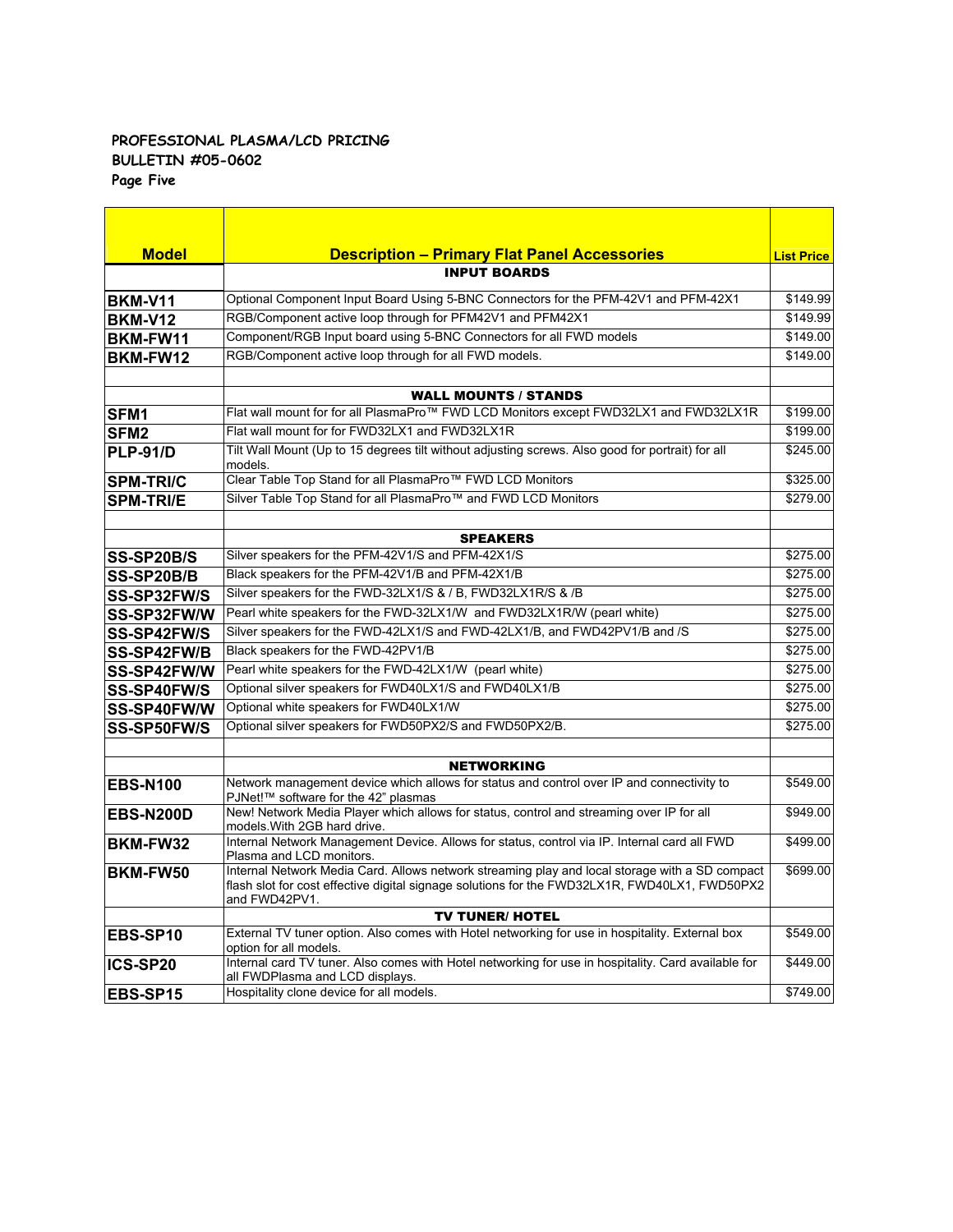**PROFESSIONAL PLASMA/LCD PRICING**
**BULLETIN #05-0602**
**Page Five**

| Model | Description – Primary Flat Panel Accessories | List Price |
|---|---|---|
| | **INPUT BOARDS** | |
| **BKM-V11** | Optional Component Input Board Using 5-BNC Connectors for the PFM-42V1 and PFM-42X1 | $149.99 |
| **BKM-V12** | RGB/Component active loop through for PFM42V1 and PFM42X1 | $149.99 |
| **BKM-FW11** | Component/RGB Input board using 5-BNC Connectors for all FWD models | $149.00 |
| **BKM-FW12** | RGB/Component active loop through for all FWD models. | $149.00 |
| | | |
| | **WALL MOUNTS / STANDS** | |
| **SFM1** | Flat wall mount for for all PlasmaPro™ FWD LCD Monitors except FWD32LX1 and FWD32LX1R | $199.00 |
| **SFM2** | Flat wall mount for for FWD32LX1 and FWD32LX1R | $199.00 |
| **PLP-91/D** | Tilt Wall Mount (Up to 15 degrees tilt without adjusting screws. Also good for portrait) for all models. | $245.00 |
| **SPM-TRI/C** | Clear Table Top Stand for all PlasmaPro™ FWD LCD Monitors | $325.00 |
| **SPM-TRI/E** | Silver Table Top Stand for all PlasmaPro™ and FWD LCD Monitors | $279.00 |
| | | |
| | **SPEAKERS** | |
| **SS-SP20B/S** | Silver speakers for the PFM-42V1/S and PFM-42X1/S | $275.00 |
| **SS-SP20B/B** | Black speakers for the PFM-42V1/B and PFM-42X1/B | $275.00 |
| **SS-SP32FW/S** | Silver speakers for the FWD-32LX1/S & / B, FWD32LX1R/S & /B | $275.00 |
| **SS-SP32FW/W** | Pearl white speakers for the FWD-32LX1/W and FWD32LX1R/W (pearl white) | $275.00 |
| **SS-SP42FW/S** | Silver speakers for the FWD-42LX1/S and FWD-42LX1/B, and FWD42PV1/B and /S | $275.00 |
| **SS-SP42FW/B** | Black speakers for the FWD-42PV1/B | $275.00 |
| **SS-SP42FW/W** | Pearl white speakers for the FWD-42LX1/W (pearl white) | $275.00 |
| **SS-SP40FW/S** | Optional silver speakers for FWD40LX1/S and FWD40LX1/B | $275.00 |
| **SS-SP40FW/W** | Optional white speakers for FWD40LX1/W | $275.00 |
| **SS-SP50FW/S** | Optional silver speakers for FWD50PX2/S and FWD50PX2/B. | $275.00 |
| | | |
| | **NETWORKING** | |
| **EBS-N100** | Network management device which allows for status and control over IP and connectivity to PJNet!™ software for the 42" plasmas | $549.00 |
| **EBS-N200D** | New! Network Media Player which allows for status, control and streaming over IP for all models.With 2GB hard drive. | $949.00 |
| **BKM-FW32** | Internal Network Management Device. Allows for status, control via IP. Internal card all FWD Plasma and LCD monitors. | $499.00 |
| **BKM-FW50** | Internal Network Media Card. Allows network streaming play and local storage with a SD compact flash slot for cost effective digital signage solutions for the FWD32LX1R, FWD40LX1, FWD50PX2 and FWD42PV1. | $699.00 |
| | **TV TUNER/ HOTEL** | |
| **EBS-SP10** | External TV tuner option. Also comes with Hotel networking for use in hospitality. External box option for all models. | $549.00 |
| **ICS-SP20** | Internal card TV tuner. Also comes with Hotel networking for use in hospitality. Card available for all FWDPlasma and LCD displays. | $449.00 |
| **EBS-SP15** | Hospitality clone device for all models. | $749.00 |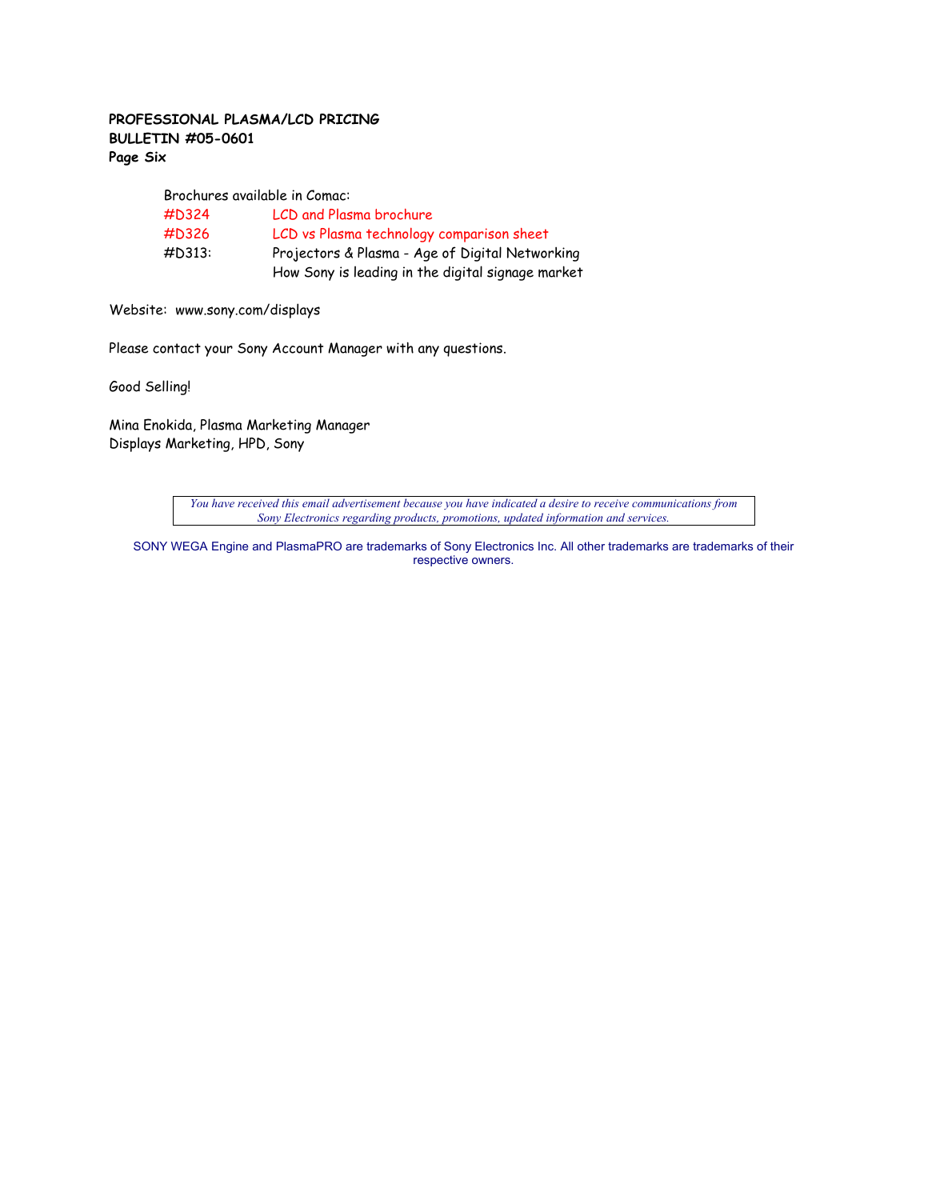**PROFESSIONAL PLASMA/LCD PRICING**
**BULLETIN #05-0601**
**Page Six**

Brochures available in Comac:

| | |
|---|---|
| #D324 | LCD and Plasma brochure |
| #D326 | LCD vs Plasma technology comparison sheet |
| #D313: | Projectors & Plasma - Age of Digital Networking |
| | How Sony is leading in the digital signage market |

Website: www.sony.com/displays

Please contact your Sony Account Manager with any questions.

Good Selling!

Mina Enokida, Plasma Marketing Manager
Displays Marketing, HPD, Sony

*You have received this email advertisement because you have indicated a desire to receive communications from Sony Electronics regarding products, promotions, updated information and services.*

SONY WEGA Engine and PlasmaPRO are trademarks of Sony Electronics Inc. All other trademarks are trademarks of their respective owners.